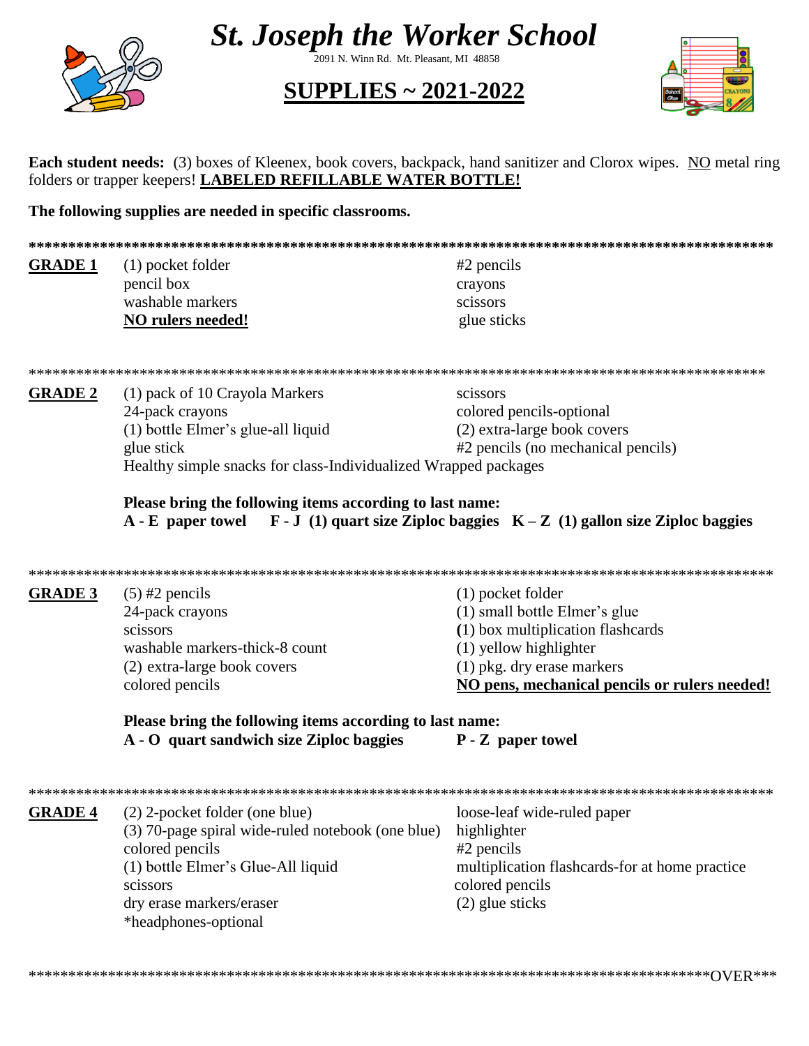# *St. Joseph the Worker School*

2091 N. Winn Rd. Mt. Pleasant, MI 48858

## SUPPLIES ~ 2021-2022

**Each student needs:** (3) boxes of Kleenex, book covers, backpack, hand sanitizer and Clorox wipes. NO metal ring folders or trapper keepers! **LABELED REFILLABLE WATER BOTTLE!**

**The following supplies are needed in specific classrooms.**

***

### GRADE 1

- (1) pocket folder
- pencil box
- washable markers
- **NO rulers needed!**
- #2 pencils
- crayons
- scissors
- glue sticks

***

### GRADE 2

- (1) pack of 10 Crayola Markers
- 24-pack crayons
- (1) bottle Elmer's glue-all liquid
- glue stick
- scissors
- colored pencils-optional
- (2) extra-large book covers
- #2 pencils (no mechanical pencils)
- Healthy simple snacks for class-Individualized Wrapped packages

**Please bring the following items according to last name:**
**A - E paper towel   F - J (1) quart size Ziploc baggies   K – Z (1) gallon size Ziploc baggies**

***

### GRADE 3

- (5) #2 pencils
- 24-pack crayons
- scissors
- washable markers-thick-8 count
- (2) extra-large book covers
- colored pencils
- (1) pocket folder
- (1) small bottle Elmer's glue
- (1) box multiplication flashcards
- (1) yellow highlighter
- (1) pkg. dry erase markers
- **NO pens, mechanical pencils or rulers needed!**

**Please bring the following items according to last name:**
**A - O quart sandwich size Ziploc baggies   P - Z paper towel**

***

### GRADE 4

- (2) 2-pocket folder (one blue)
- (3) 70-page spiral wide-ruled notebook (one blue)
- colored pencils
- (1) bottle Elmer's Glue-All liquid
- scissors
- dry erase markers/eraser
- *headphones-optional
- loose-leaf wide-ruled paper
- highlighter
- #2 pencils
- multiplication flashcards-for at home practice
- colored pencils
- (2) glue sticks

***OVER***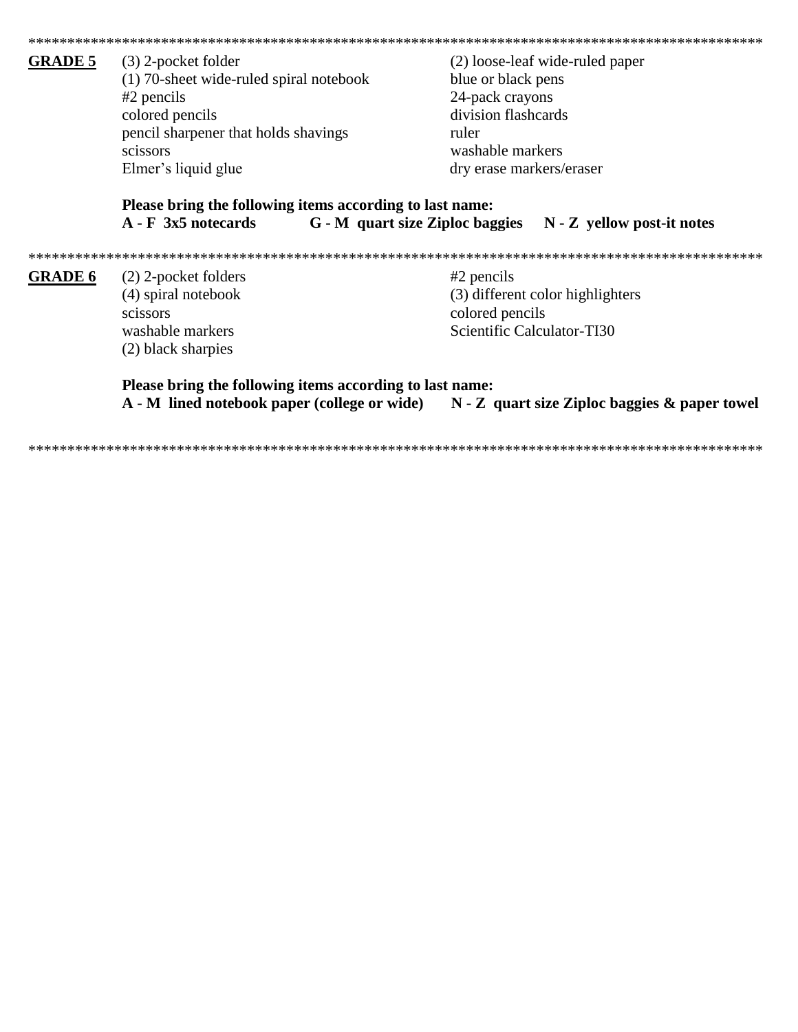****************************************************************************************************

**GRADE 5**

- (3) 2-pocket folder
- (1) 70-sheet wide-ruled spiral notebook
- #2 pencils
- colored pencils
- pencil sharpener that holds shavings
- scissors
- Elmer's liquid glue
- (2) loose-leaf wide-ruled paper
- blue or black pens
- 24-pack crayons
- division flashcards
- ruler
- washable markers
- dry erase markers/eraser

**Please bring the following items according to last name:**
**A - F 3x5 notecards    G - M quart size Ziploc baggies    N - Z yellow post-it notes**

****************************************************************************************************

**GRADE 6**

- (2) 2-pocket folders
- (4) spiral notebook
- scissors
- washable markers
- (2) black sharpies
- #2 pencils
- (3) different color highlighters
- colored pencils
- Scientific Calculator-TI30

**Please bring the following items according to last name:**
**A - M lined notebook paper (college or wide)    N - Z quart size Ziploc baggies & paper towel**

****************************************************************************************************